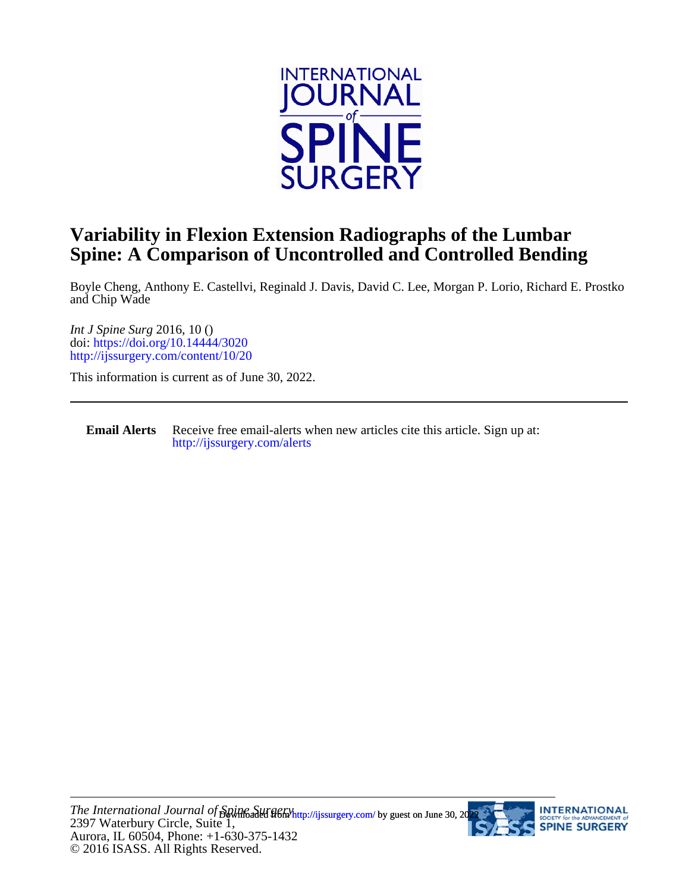# Variability in Flexion Extension Radiographs of the Lumbar Spine: A Comparison of Uncontrolled and Controlled Bending

Boyle Cheng, Anthony E. Castellvi, Reginald J. Davis, David C. Lee, Morgan P. Lorio, Richard E. Prostko and Chip Wade

*Int J Spine Surg* 2016, 10 ()
doi: https://doi.org/10.14444/3020
http://ijssurgery.com/content/10/20

This information is current as of June 30, 2022.

---

**Email Alerts** Receive free email-alerts when new articles cite this article. Sign up at: http://ijssurgery.com/alerts

*The International Journal of Spine Surgery*
2397 Waterbury Circle, Suite 1,
Aurora, IL 60504, Phone: +1-630-375-1432
© 2016 ISASS. All Rights Reserved.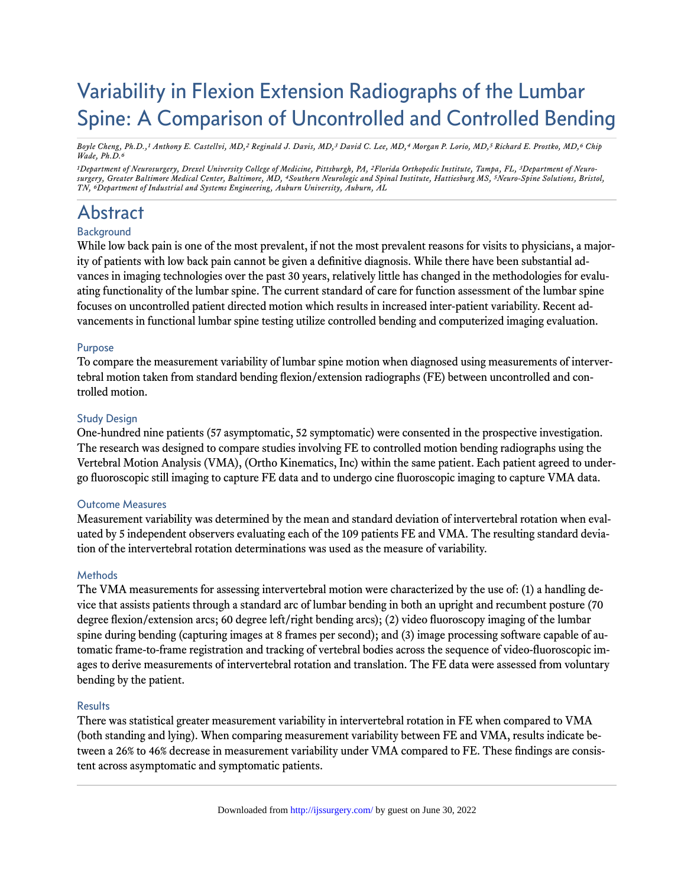# Variability in Flexion Extension Radiographs of the Lumbar Spine: A Comparison of Uncontrolled and Controlled Bending

*Boyle Cheng, Ph.D.,[1] Anthony E. Castellvi, MD,[2] Reginald J. Davis, MD,[3] David C. Lee, MD,[4] Morgan P. Lorio, MD,[5] Richard E. Prostko, MD,[6] Chip Wade, Ph.D.[6]*

*[1]Department of Neurosurgery, Drexel University College of Medicine, Pittsburgh, PA, [2]Florida Orthopedic Institute, Tampa, FL, [3]Department of Neurosurgery, Greater Baltimore Medical Center, Baltimore, MD, [4]Southern Neurologic and Spinal Institute, Hattiesburg MS, [5]Neuro-Spine Solutions, Bristol, TN, [6]Department of Industrial and Systems Engineering, Auburn University, Auburn, AL*

## Abstract

### Background

While low back pain is one of the most prevalent, if not the most prevalent reasons for visits to physicians, a majority of patients with low back pain cannot be given a definitive diagnosis. While there have been substantial advances in imaging technologies over the past 30 years, relatively little has changed in the methodologies for evaluating functionality of the lumbar spine. The current standard of care for function assessment of the lumbar spine focuses on uncontrolled patient directed motion which results in increased inter-patient variability. Recent advancements in functional lumbar spine testing utilize controlled bending and computerized imaging evaluation.

### Purpose

To compare the measurement variability of lumbar spine motion when diagnosed using measurements of intervertebral motion taken from standard bending flexion/extension radiographs (FE) between uncontrolled and controlled motion.

### Study Design

One-hundred nine patients (57 asymptomatic, 52 symptomatic) were consented in the prospective investigation. The research was designed to compare studies involving FE to controlled motion bending radiographs using the Vertebral Motion Analysis (VMA), (Ortho Kinematics, Inc) within the same patient. Each patient agreed to undergo fluoroscopic still imaging to capture FE data and to undergo cine fluoroscopic imaging to capture VMA data.

### Outcome Measures

Measurement variability was determined by the mean and standard deviation of intervertebral rotation when evaluated by 5 independent observers evaluating each of the 109 patients FE and VMA. The resulting standard deviation of the intervertebral rotation determinations was used as the measure of variability.

### Methods

The VMA measurements for assessing intervertebral motion were characterized by the use of: (1) a handling device that assists patients through a standard arc of lumbar bending in both an upright and recumbent posture (70 degree flexion/extension arcs; 60 degree left/right bending arcs); (2) video fluoroscopy imaging of the lumbar spine during bending (capturing images at 8 frames per second); and (3) image processing software capable of automatic frame-to-frame registration and tracking of vertebral bodies across the sequence of video-fluoroscopic images to derive measurements of intervertebral rotation and translation. The FE data were assessed from voluntary bending by the patient.

### Results

There was statistical greater measurement variability in intervertebral rotation in FE when compared to VMA (both standing and lying). When comparing measurement variability between FE and VMA, results indicate between a 26% to 46% decrease in measurement variability under VMA compared to FE. These findings are consistent across asymptomatic and symptomatic patients.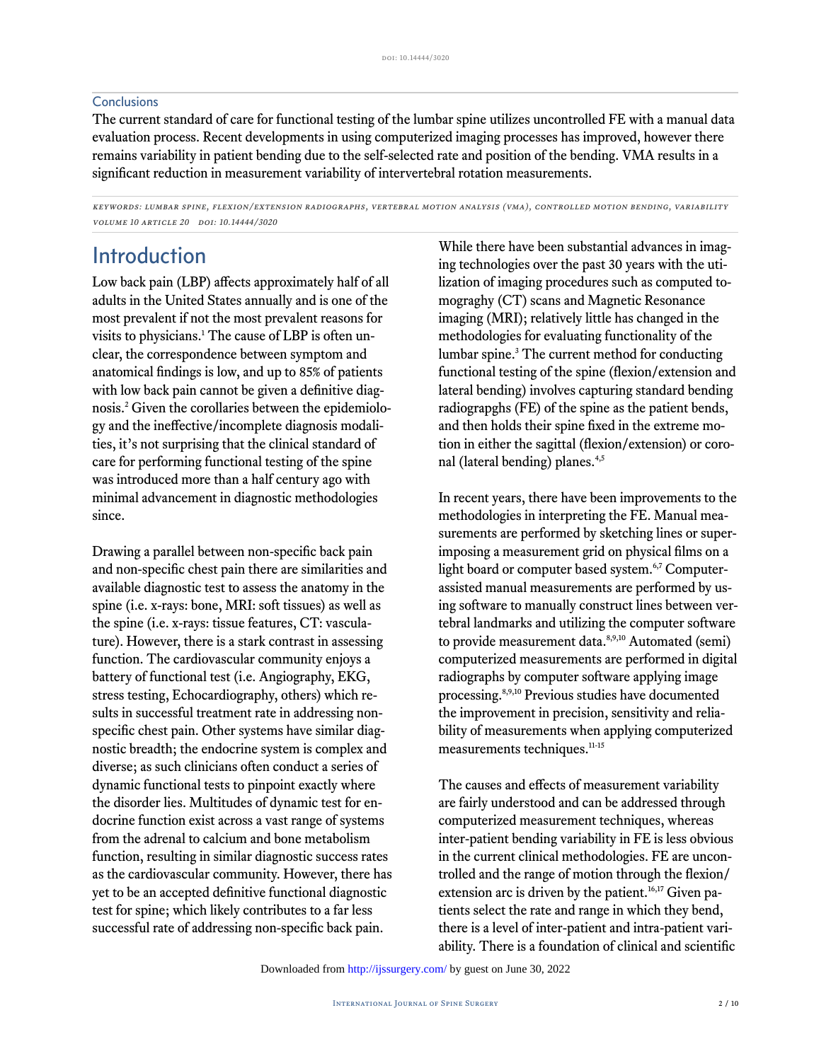### Conclusions

The current standard of care for functional testing of the lumbar spine utilizes uncontrolled FE with a manual data evaluation process. Recent developments in using computerized imaging processes has improved, however there remains variability in patient bending due to the self-selected rate and position of the bending. VMA results in a significant reduction in measurement variability of intervertebral rotation measurements.

*Keywords: lumbar spine, flexion/extension radiographs, vertebral motion analysis (VMA), controlled motion bending, variability*
*Volume 10 Article 20 doi: 10.14444/3020*

## Introduction

Low back pain (LBP) affects approximately half of all adults in the United States annually and is one of the most prevalent if not the most prevalent reasons for visits to physicians.[1] The cause of LBP is often unclear, the correspondence between symptom and anatomical findings is low, and up to 85% of patients with low back pain cannot be given a definitive diagnosis.[2] Given the corollaries between the epidemiology and the ineffective/incomplete diagnosis modalities, it's not surprising that the clinical standard of care for performing functional testing of the spine was introduced more than a half century ago with minimal advancement in diagnostic methodologies since.

Drawing a parallel between non-specific back pain and non-specific chest pain there are similarities and available diagnostic test to assess the anatomy in the spine (i.e. x-rays: bone, MRI: soft tissues) as well as the spine (i.e. x-rays: tissue features, CT: vasculature). However, there is a stark contrast in assessing function. The cardiovascular community enjoys a battery of functional test (i.e. Angiography, EKG, stress testing, Echocardiography, others) which results in successful treatment rate in addressing non-specific chest pain. Other systems have similar diagnostic breadth; the endocrine system is complex and diverse; as such clinicians often conduct a series of dynamic functional tests to pinpoint exactly where the disorder lies. Multitudes of dynamic test for endocrine function exist across a vast range of systems from the adrenal to calcium and bone metabolism function, resulting in similar diagnostic success rates as the cardiovascular community. However, there has yet to be an accepted definitive functional diagnostic test for spine; which likely contributes to a far less successful rate of addressing non-specific back pain.

While there have been substantial advances in imaging technologies over the past 30 years with the utilization of imaging procedures such as computed tomograghy (CT) scans and Magnetic Resonance imaging (MRI); relatively little has changed in the methodologies for evaluating functionality of the lumbar spine.[3] The current method for conducting functional testing of the spine (flexion/extension and lateral bending) involves capturing standard bending radiograpghs (FE) of the spine as the patient bends, and then holds their spine fixed in the extreme motion in either the sagittal (flexion/extension) or coronal (lateral bending) planes.[4,5]

In recent years, there have been improvements to the methodologies in interpreting the FE. Manual measurements are performed by sketching lines or superimposing a measurement grid on physical films on a light board or computer based system.[6,7] Computer-assisted manual measurements are performed by using software to manually construct lines between vertebral landmarks and utilizing the computer software to provide measurement data.[8,9,10] Automated (semi) computerized measurements are performed in digital radiographs by computer software applying image processing.[8,9,10] Previous studies have documented the improvement in precision, sensitivity and reliability of measurements when applying computerized measurements techniques.[11-15]

The causes and effects of measurement variability are fairly understood and can be addressed through computerized measurement techniques, whereas inter-patient bending variability in FE is less obvious in the current clinical methodologies. FE are uncontrolled and the range of motion through the flexion/extension arc is driven by the patient.[16,17] Given patients select the rate and range in which they bend, there is a level of inter-patient and intra-patient variability. There is a foundation of clinical and scientific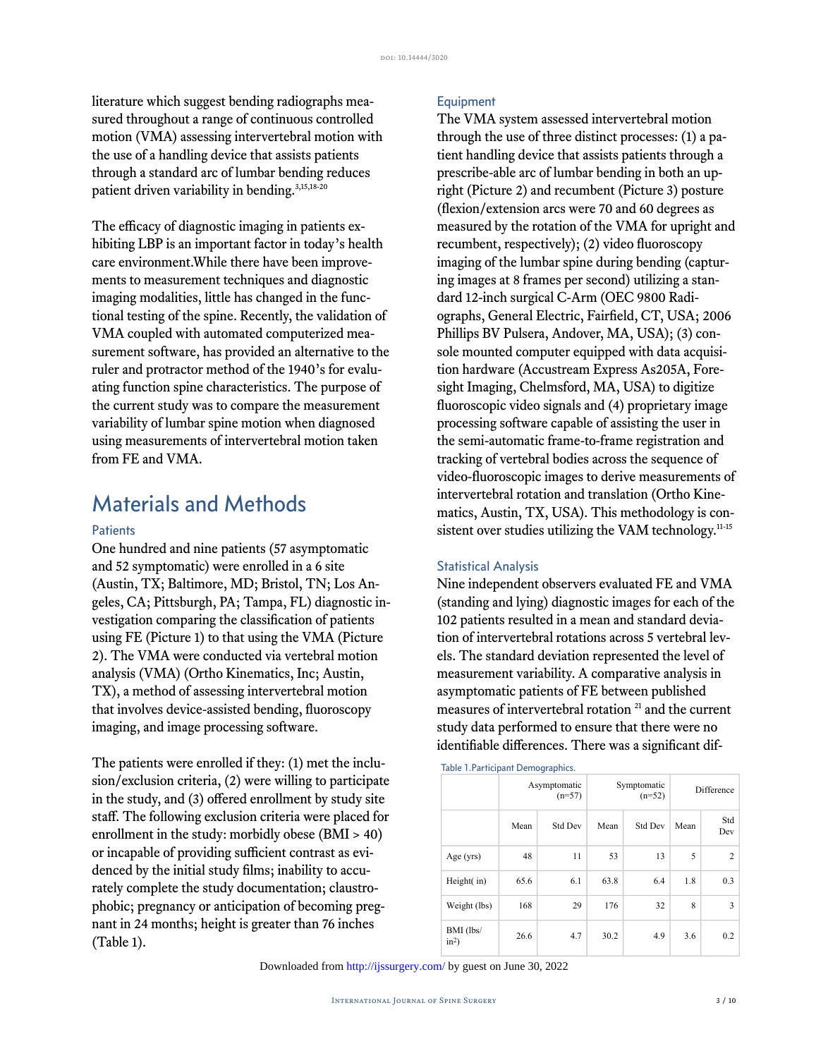literature which suggest bending radiographs measured throughout a range of continuous controlled motion (VMA) assessing intervertebral motion with the use of a handling device that assists patients through a standard arc of lumbar bending reduces patient driven variability in bending.[3,15,18-20]

The efficacy of diagnostic imaging in patients exhibiting LBP is an important factor in today's health care environment.While there have been improvements to measurement techniques and diagnostic imaging modalities, little has changed in the functional testing of the spine. Recently, the validation of VMA coupled with automated computerized measurement software, has provided an alternative to the ruler and protractor method of the 1940's for evaluating function spine characteristics. The purpose of the current study was to compare the measurement variability of lumbar spine motion when diagnosed using measurements of intervertebral motion taken from FE and VMA.

# Materials and Methods

## Patients

One hundred and nine patients (57 asymptomatic and 52 symptomatic) were enrolled in a 6 site (Austin, TX; Baltimore, MD; Bristol, TN; Los Angeles, CA; Pittsburgh, PA; Tampa, FL) diagnostic investigation comparing the classification of patients using FE (Picture 1) to that using the VMA (Picture 2). The VMA were conducted via vertebral motion analysis (VMA) (Ortho Kinematics, Inc; Austin, TX), a method of assessing intervertebral motion that involves device-assisted bending, fluoroscopy imaging, and image processing software.

The patients were enrolled if they: (1) met the inclusion/exclusion criteria, (2) were willing to participate in the study, and (3) offered enrollment by study site staff. The following exclusion criteria were placed for enrollment in the study: morbidly obese (BMI > 40) or incapable of providing sufficient contrast as evidenced by the initial study films; inability to accurately complete the study documentation; claustrophobic; pregnancy or anticipation of becoming pregnant in 24 months; height is greater than 76 inches (Table 1).

## Equipment

The VMA system assessed intervertebral motion through the use of three distinct processes: (1) a patient handling device that assists patients through a prescribe-able arc of lumbar bending in both an upright (Picture 2) and recumbent (Picture 3) posture (flexion/extension arcs were 70 and 60 degrees as measured by the rotation of the VMA for upright and recumbent, respectively); (2) video fluoroscopy imaging of the lumbar spine during bending (capturing images at 8 frames per second) utilizing a standard 12-inch surgical C-Arm (OEC 9800 Radiographs, General Electric, Fairfield, CT, USA; 2006 Phillips BV Pulsera, Andover, MA, USA); (3) console mounted computer equipped with data acquisition hardware (Accustream Express As205A, Foresight Imaging, Chelmsford, MA, USA) to digitize fluoroscopic video signals and (4) proprietary image processing software capable of assisting the user in the semi-automatic frame-to-frame registration and tracking of vertebral bodies across the sequence of video-fluoroscopic images to derive measurements of intervertebral rotation and translation (Ortho Kinematics, Austin, TX, USA). This methodology is consistent over studies utilizing the VAM technology.[11-15]

## Statistical Analysis

Nine independent observers evaluated FE and VMA (standing and lying) diagnostic images for each of the 102 patients resulted in a mean and standard deviation of intervertebral rotations across 5 vertebral levels. The standard deviation represented the level of measurement variability. A comparative analysis in asymptomatic patients of FE between published measures of intervertebral rotation [21] and the current study data performed to ensure that there were no identifiable differences. There was a significant dif-

Table 1.Participant Demographics.

| | Asymptomatic (n=57) | | Symptomatic (n=52) | | Difference | |
|---|---|---|---|---|---|---|
| | Mean | Std Dev | Mean | Std Dev | Mean | Std Dev |
| Age (yrs) | 48 | 11 | 53 | 13 | 5 | 2 |
| Height( in) | 65.6 | 6.1 | 63.8 | 6.4 | 1.8 | 0.3 |
| Weight (lbs) | 168 | 29 | 176 | 32 | 8 | 3 |
| BMI (lbs/ $in^2$) | 26.6 | 4.7 | 30.2 | 4.9 | 3.6 | 0.2 |

Downloaded from http://ijssurgery.com/ by guest on June 30, 2022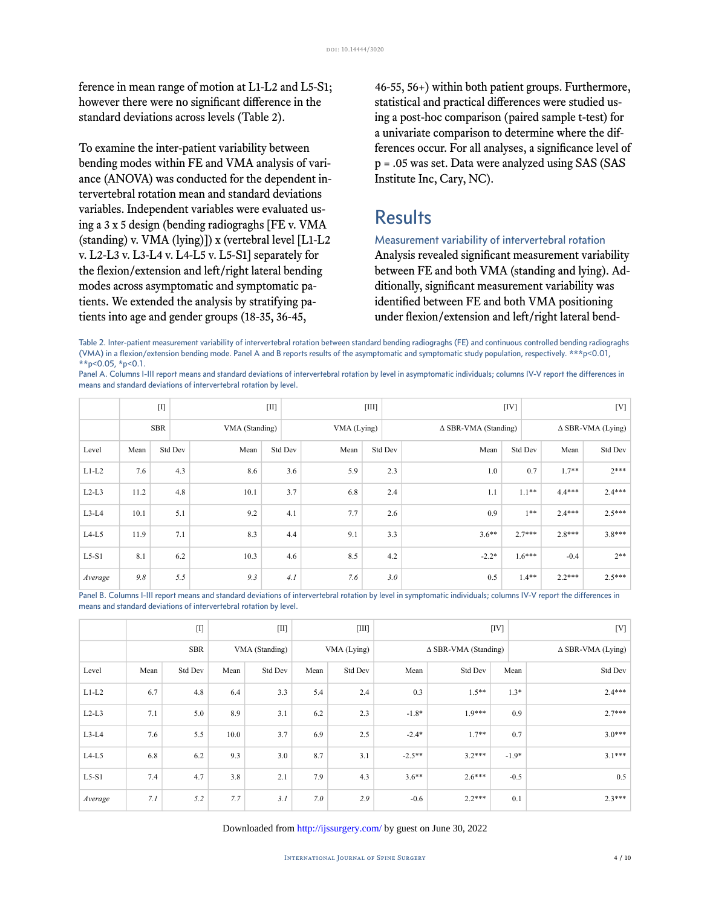ference in mean range of motion at L1-L2 and L5-S1; however there were no significant difference in the standard deviations across levels (Table 2).

To examine the inter-patient variability between bending modes within FE and VMA analysis of variance (ANOVA) was conducted for the dependent intervertebral rotation mean and standard deviations variables. Independent variables were evaluated using a 3 x 5 design (bending radiograghs [FE v. VMA (standing) v. VMA (lying)]) x (vertebral level [L1-L2 v. L2-L3 v. L3-L4 v. L4-L5 v. L5-S1] separately for the flexion/extension and left/right lateral bending modes across asymptomatic and symptomatic patients. We extended the analysis by stratifying patients into age and gender groups (18-35, 36-45, 46-55, 56+) within both patient groups. Furthermore, statistical and practical differences were studied using a post-hoc comparison (paired sample t-test) for a univariate comparison to determine where the differences occur. For all analyses, a significance level of p = .05 was set. Data were analyzed using SAS (SAS Institute Inc, Cary, NC).

# Results

## Measurement variability of intervertebral rotation

Analysis revealed significant measurement variability between FE and both VMA (standing and lying). Additionally, significant measurement variability was identified between FE and both VMA positioning under flexion/extension and left/right lateral bend-

Table 2. Inter-patient measurement variability of intervertebral rotation between standard bending radiograghs (FE) and continuous controlled bending radiograghs (VMA) in a flexion/extension bending mode. Panel A and B reports results of the asymptomatic and symptomatic study population, respectively. ***p<0.01, **p<0.05, *p<0.1.

Panel A. Columns I-III report means and standard deviations of intervertebral rotation by level in asymptomatic individuals; columns IV-V report the differences in means and standard deviations of intervertebral rotation by level.

| | [I] | | [II] | | [III] | | [IV] | | [V] | |
|---|---|---|---|---|---|---|---|---|---|---|
| | SBR | | VMA (Standing) | | VMA (Lying) | | Δ SBR-VMA (Standing) | | Δ SBR-VMA (Lying) | |
| Level | Mean | Std Dev | Mean | Std Dev | Mean | Std Dev | Mean | Std Dev | Mean | Std Dev |
| L1-L2 | 7.6 | 4.3 | 8.6 | 3.6 | 5.9 | 2.3 | 1.0 | 0.7 | 1.7** | 2*** |
| L2-L3 | 11.2 | 4.8 | 10.1 | 3.7 | 6.8 | 2.4 | 1.1 | 1.1** | 4.4*** | 2.4*** |
| L3-L4 | 10.1 | 5.1 | 9.2 | 4.1 | 7.7 | 2.6 | 0.9 | 1** | 2.4*** | 2.5*** |
| L4-L5 | 11.9 | 7.1 | 8.3 | 4.4 | 9.1 | 3.3 | 3.6** | 2.7*** | 2.8*** | 3.8*** |
| L5-S1 | 8.1 | 6.2 | 10.3 | 4.6 | 8.5 | 4.2 | -2.2* | 1.6*** | -0.4 | 2** |
| *Average* | *9.8* | *5.5* | *9.3* | *4.1* | *7.6* | *3.0* | 0.5 | 1.4** | 2.2*** | 2.5*** |

Panel B. Columns I-III report means and standard deviations of intervertebral rotation by level in symptomatic individuals; columns IV-V report the differences in means and standard deviations of intervertebral rotation by level.

| | [I] | | [II] | | [III] | | [IV] | | [V] | |
|---|---|---|---|---|---|---|---|---|---|---|
| | SBR | | VMA (Standing) | | VMA (Lying) | | Δ SBR-VMA (Standing) | | Δ SBR-VMA (Lying) | |
| Level | Mean | Std Dev | Mean | Std Dev | Mean | Std Dev | Mean | Std Dev | Mean | Std Dev |
| L1-L2 | 6.7 | 4.8 | 6.4 | 3.3 | 5.4 | 2.4 | 0.3 | 1.5** | 1.3* | 2.4*** |
| L2-L3 | 7.1 | 5.0 | 8.9 | 3.1 | 6.2 | 2.3 | -1.8* | 1.9*** | 0.9 | 2.7*** |
| L3-L4 | 7.6 | 5.5 | 10.0 | 3.7 | 6.9 | 2.5 | -2.4* | 1.7** | 0.7 | 3.0*** |
| L4-L5 | 6.8 | 6.2 | 9.3 | 3.0 | 8.7 | 3.1 | -2.5** | 3.2*** | -1.9* | 3.1*** |
| L5-S1 | 7.4 | 4.7 | 3.8 | 2.1 | 7.9 | 4.3 | 3.6** | 2.6*** | -0.5 | 0.5 |
| *Average* | *7.1* | *5.2* | *7.7* | *3.1* | *7.0* | *2.9* | -0.6 | 2.2*** | 0.1 | 2.3*** |

Downloaded from http://ijssurgery.com/ by guest on June 30, 2022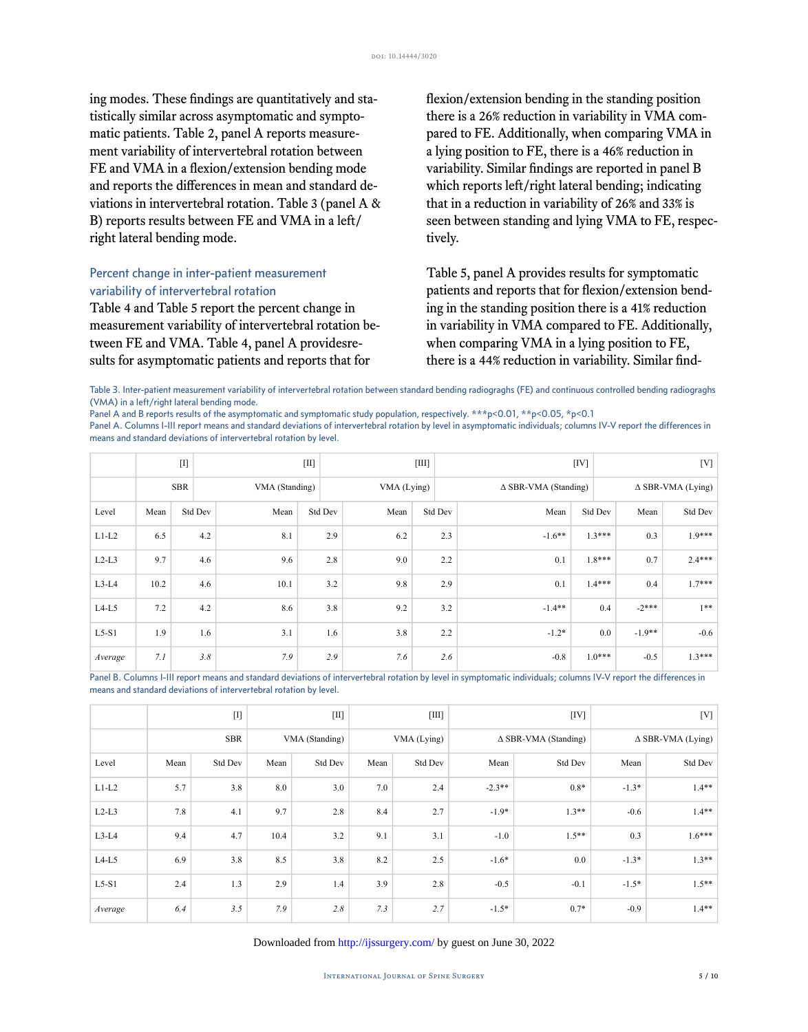ing modes. These findings are quantitatively and statistically similar across asymptomatic and symptomatic patients. Table 2, panel A reports measurement variability of intervertebral rotation between FE and VMA in a flexion/extension bending mode and reports the differences in mean and standard deviations in intervertebral rotation. Table 3 (panel A & B) reports results between FE and VMA in a left/right lateral bending mode.

### Percent change in inter-patient measurement variability of intervertebral rotation

Table 4 and Table 5 report the percent change in measurement variability of intervertebral rotation between FE and VMA. Table 4, panel A providesresults for asymptomatic patients and reports that for flexion/extension bending in the standing position there is a 26% reduction in variability in VMA compared to FE. Additionally, when comparing VMA in a lying position to FE, there is a 46% reduction in variability. Similar findings are reported in panel B which reports left/right lateral bending; indicating that in a reduction in variability of 26% and 33% is seen between standing and lying VMA to FE, respectively.

Table 5, panel A provides results for symptomatic patients and reports that for flexion/extension bending in the standing position there is a 41% reduction in variability in VMA compared to FE. Additionally, when comparing VMA in a lying position to FE, there is a 44% reduction in variability. Similar find-

Table 3. Inter-patient measurement variability of intervertebral rotation between standard bending radiograghs (FE) and continuous controlled bending radiograghs (VMA) in a left/right lateral bending mode.

Panel A and B reports results of the asymptomatic and symptomatic study population, respectively. ***p<0.01, **p<0.05, *p<0.1

Panel A. Columns I-III report means and standard deviations of intervertebral rotation by level in asymptomatic individuals; columns IV-V report the differences in means and standard deviations of intervertebral rotation by level.

| | [I] | | [II] | | [III] | | [IV] | | [V] | |
|---|---|---|---|---|---|---|---|---|---|---|
| | SBR | | VMA (Standing) | | VMA (Lying) | | Δ SBR-VMA (Standing) | | Δ SBR-VMA (Lying) | |
| Level | Mean | Std Dev | Mean | Std Dev | Mean | Std Dev | Mean | Std Dev | Mean | Std Dev |
| L1-L2 | 6.5 | 4.2 | 8.1 | 2.9 | 6.2 | 2.3 | -1.6** | 1.3*** | 0.3 | 1.9*** |
| L2-L3 | 9.7 | 4.6 | 9.6 | 2.8 | 9.0 | 2.2 | 0.1 | 1.8*** | 0.7 | 2.4*** |
| L3-L4 | 10.2 | 4.6 | 10.1 | 3.2 | 9.8 | 2.9 | 0.1 | 1.4*** | 0.4 | 1.7*** |
| L4-L5 | 7.2 | 4.2 | 8.6 | 3.8 | 9.2 | 3.2 | -1.4** | 0.4 | -2*** | 1** |
| L5-S1 | 1.9 | 1.6 | 3.1 | 1.6 | 3.8 | 2.2 | -1.2* | 0.0 | -1.9** | -0.6 |
| *Average* | *7.1* | *3.8* | *7.9* | *2.9* | *7.6* | *2.6* | -0.8 | 1.0*** | -0.5 | 1.3*** |

Panel B. Columns I-III report means and standard deviations of intervertebral rotation by level in symptomatic individuals; columns IV-V report the differences in means and standard deviations of intervertebral rotation by level.

| | [I] | | [II] | | [III] | | [IV] | | [V] | |
|---|---|---|---|---|---|---|---|---|---|---|
| | SBR | | VMA (Standing) | | VMA (Lying) | | Δ SBR-VMA (Standing) | | Δ SBR-VMA (Lying) | |
| Level | Mean | Std Dev | Mean | Std Dev | Mean | Std Dev | Mean | Std Dev | Mean | Std Dev |
| L1-L2 | 5.7 | 3.8 | 8.0 | 3.0 | 7.0 | 2.4 | -2.3** | 0.8* | -1.3* | 1.4** |
| L2-L3 | 7.8 | 4.1 | 9.7 | 2.8 | 8.4 | 2.7 | -1.9* | 1.3** | -0.6 | 1.4** |
| L3-L4 | 9.4 | 4.7 | 10.4 | 3.2 | 9.1 | 3.1 | -1.0 | 1.5** | 0.3 | 1.6*** |
| L4-L5 | 6.9 | 3.8 | 8.5 | 3.8 | 8.2 | 2.5 | -1.6* | 0.0 | -1.3* | 1.3** |
| L5-S1 | 2.4 | 1.3 | 2.9 | 1.4 | 3.9 | 2.8 | -0.5 | -0.1 | -1.5* | 1.5** |
| *Average* | *6.4* | *3.5* | *7.9* | *2.8* | *7.3* | *2.7* | -1.5* | 0.7* | -0.9 | 1.4** |

Downloaded from http://ijssurgery.com/ by guest on June 30, 2022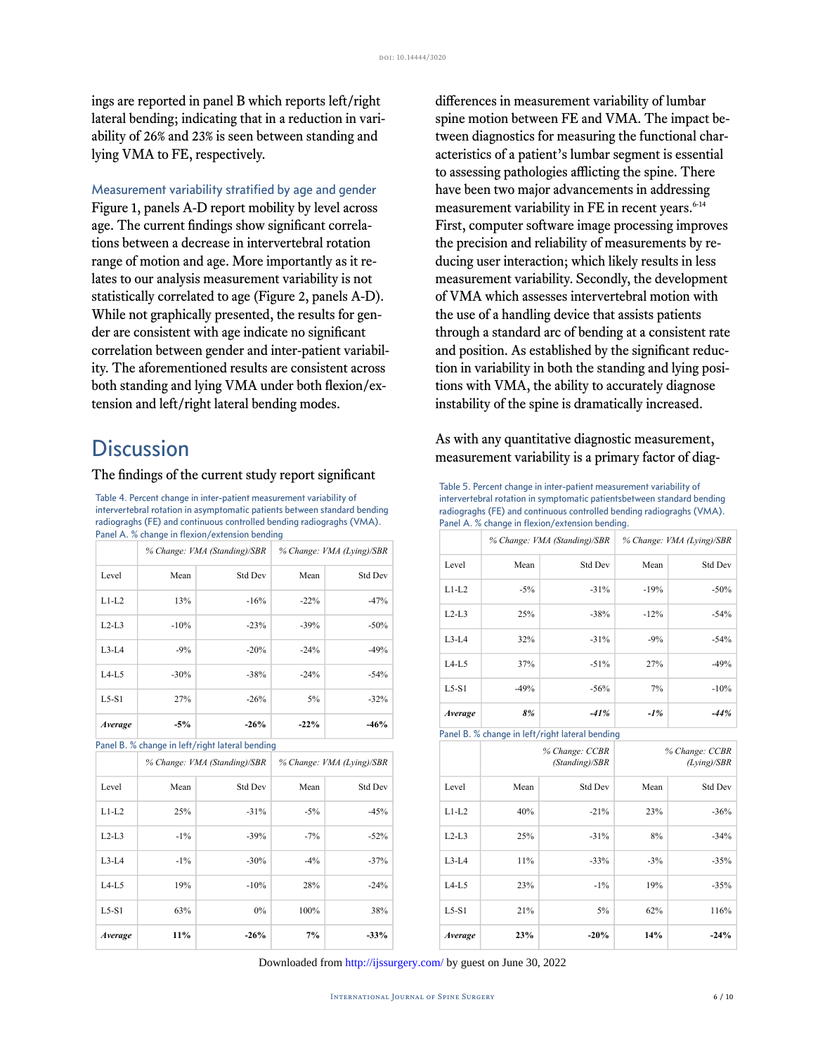ings are reported in panel B which reports left/right lateral bending; indicating that in a reduction in variability of 26% and 23% is seen between standing and lying VMA to FE, respectively.

### Measurement variability stratified by age and gender

Figure 1, panels A-D report mobility by level across age. The current findings show significant correlations between a decrease in intervertebral rotation range of motion and age. More importantly as it relates to our analysis measurement variability is not statistically correlated to age (Figure 2, panels A-D). While not graphically presented, the results for gender are consistent with age indicate no significant correlation between gender and inter-patient variability. The aforementioned results are consistent across both standing and lying VMA under both flexion/extension and left/right lateral bending modes.

## Discussion

The findings of the current study report significant differences in measurement variability of lumbar spine motion between FE and VMA. The impact between diagnostics for measuring the functional characteristics of a patient's lumbar segment is essential to assessing pathologies afflicting the spine. There have been two major advancements in addressing measurement variability in FE in recent years.[6-14] First, computer software image processing improves the precision and reliability of measurements by reducing user interaction; which likely results in less measurement variability. Secondly, the development of VMA which assesses intervertebral motion with the use of a handling device that assists patients through a standard arc of bending at a consistent rate and position. As established by the significant reduction in variability in both the standing and lying positions with VMA, the ability to accurately diagnose instability of the spine is dramatically increased.

As with any quantitative diagnostic measurement, measurement variability is a primary factor of diag-

Table 4. Percent change in inter-patient measurement variability of intervertebral rotation in asymptomatic patients between standard bending radiograghs (FE) and continuous controlled bending radiograghs (VMA).

Panel A. % change in flexion/extension bending

| | *% Change: VMA (Standing)/SBR* | | *% Change: VMA (Lying)/SBR* | |
|---|---|---|---|---|
| Level | Mean | Std Dev | Mean | Std Dev |
| L1-L2 | 13% | -16% | -22% | -47% |
| L2-L3 | -10% | -23% | -39% | -50% |
| L3-L4 | -9% | -20% | -24% | -49% |
| L4-L5 | -30% | -38% | -24% | -54% |
| L5-S1 | 27% | -26% | 5% | -32% |
| ***Average*** | **-5%** | **-26%** | **-22%** | **-46%** |

Panel B. % change in left/right lateral bending

| | *% Change: VMA (Standing)/SBR* | | *% Change: VMA (Lying)/SBR* | |
|---|---|---|---|---|
| Level | Mean | Std Dev | Mean | Std Dev |
| L1-L2 | 25% | -31% | -5% | -45% |
| L2-L3 | -1% | -39% | -7% | -52% |
| L3-L4 | -1% | -30% | -4% | -37% |
| L4-L5 | 19% | -10% | 28% | -24% |
| L5-S1 | 63% | 0% | 100% | 38% |
| ***Average*** | **11%** | **-26%** | **7%** | **-33%** |

Table 5. Percent change in inter-patient measurement variability of intervertebral rotation in symptomatic patientsbetween standard bending radiograghs (FE) and continuous controlled bending radiograghs (VMA).

Panel A. % change in flexion/extension bending.

| | *% Change: VMA (Standing)/SBR* | | *% Change: VMA (Lying)/SBR* | |
|---|---|---|---|---|
| Level | Mean | Std Dev | Mean | Std Dev |
| L1-L2 | -5% | -31% | -19% | -50% |
| L2-L3 | 25% | -38% | -12% | -54% |
| L3-L4 | 32% | -31% | -9% | -54% |
| L4-L5 | 37% | -51% | 27% | -49% |
| L5-S1 | -49% | -56% | 7% | -10% |
| ***Average*** | ***8%*** | ***-41%*** | ***-1%*** | ***-44%*** |

Panel B. % change in left/right lateral bending

| | *% Change: CCBR (Standing)/SBR* | | *% Change: CCBR (Lying)/SBR* | |
|---|---|---|---|---|
| Level | Mean | Std Dev | Mean | Std Dev |
| L1-L2 | 40% | -21% | 23% | -36% |
| L2-L3 | 25% | -31% | 8% | -34% |
| L3-L4 | 11% | -33% | -3% | -35% |
| L4-L5 | 23% | -1% | 19% | -35% |
| L5-S1 | 21% | 5% | 62% | 116% |
| ***Average*** | **23%** | **-20%** | **14%** | **-24%** |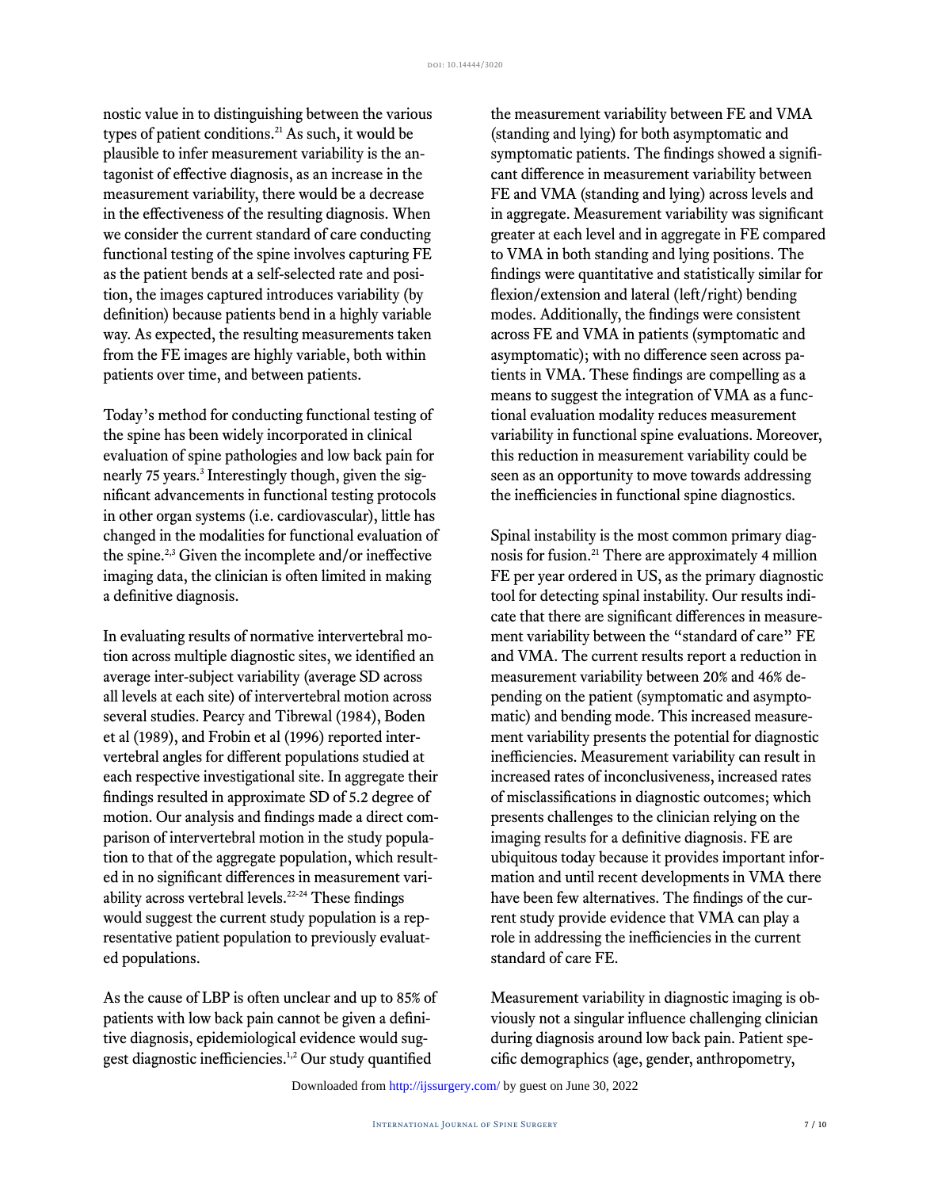nostic value in to distinguishing between the various types of patient conditions.[21] As such, it would be plausible to infer measurement variability is the antagonist of effective diagnosis, as an increase in the measurement variability, there would be a decrease in the effectiveness of the resulting diagnosis. When we consider the current standard of care conducting functional testing of the spine involves capturing FE as the patient bends at a self-selected rate and position, the images captured introduces variability (by definition) because patients bend in a highly variable way. As expected, the resulting measurements taken from the FE images are highly variable, both within patients over time, and between patients.

Today's method for conducting functional testing of the spine has been widely incorporated in clinical evaluation of spine pathologies and low back pain for nearly 75 years.[3] Interestingly though, given the significant advancements in functional testing protocols in other organ systems (i.e. cardiovascular), little has changed in the modalities for functional evaluation of the spine.[2,3] Given the incomplete and/or ineffective imaging data, the clinician is often limited in making a definitive diagnosis.

In evaluating results of normative intervertebral motion across multiple diagnostic sites, we identified an average inter-subject variability (average SD across all levels at each site) of intervertebral motion across several studies. Pearcy and Tibrewal (1984), Boden et al (1989), and Frobin et al (1996) reported intervertebral angles for different populations studied at each respective investigational site. In aggregate their findings resulted in approximate SD of 5.2 degree of motion. Our analysis and findings made a direct comparison of intervertebral motion in the study population to that of the aggregate population, which resulted in no significant differences in measurement variability across vertebral levels.[22-24] These findings would suggest the current study population is a representative patient population to previously evaluated populations.

As the cause of LBP is often unclear and up to 85% of patients with low back pain cannot be given a definitive diagnosis, epidemiological evidence would suggest diagnostic inefficiencies.[1,2] Our study quantified the measurement variability between FE and VMA (standing and lying) for both asymptomatic and symptomatic patients. The findings showed a significant difference in measurement variability between FE and VMA (standing and lying) across levels and in aggregate. Measurement variability was significant greater at each level and in aggregate in FE compared to VMA in both standing and lying positions. The findings were quantitative and statistically similar for flexion/extension and lateral (left/right) bending modes. Additionally, the findings were consistent across FE and VMA in patients (symptomatic and asymptomatic); with no difference seen across patients in VMA. These findings are compelling as a means to suggest the integration of VMA as a functional evaluation modality reduces measurement variability in functional spine evaluations. Moreover, this reduction in measurement variability could be seen as an opportunity to move towards addressing the inefficiencies in functional spine diagnostics.

Spinal instability is the most common primary diagnosis for fusion.[21] There are approximately 4 million FE per year ordered in US, as the primary diagnostic tool for detecting spinal instability. Our results indicate that there are significant differences in measurement variability between the "standard of care" FE and VMA. The current results report a reduction in measurement variability between 20% and 46% depending on the patient (symptomatic and asymptomatic) and bending mode. This increased measurement variability presents the potential for diagnostic inefficiencies. Measurement variability can result in increased rates of inconclusiveness, increased rates of misclassifications in diagnostic outcomes; which presents challenges to the clinician relying on the imaging results for a definitive diagnosis. FE are ubiquitous today because it provides important information and until recent developments in VMA there have been few alternatives. The findings of the current study provide evidence that VMA can play a role in addressing the inefficiencies in the current standard of care FE.

Measurement variability in diagnostic imaging is obviously not a singular influence challenging clinician during diagnosis around low back pain. Patient specific demographics (age, gender, anthropometry,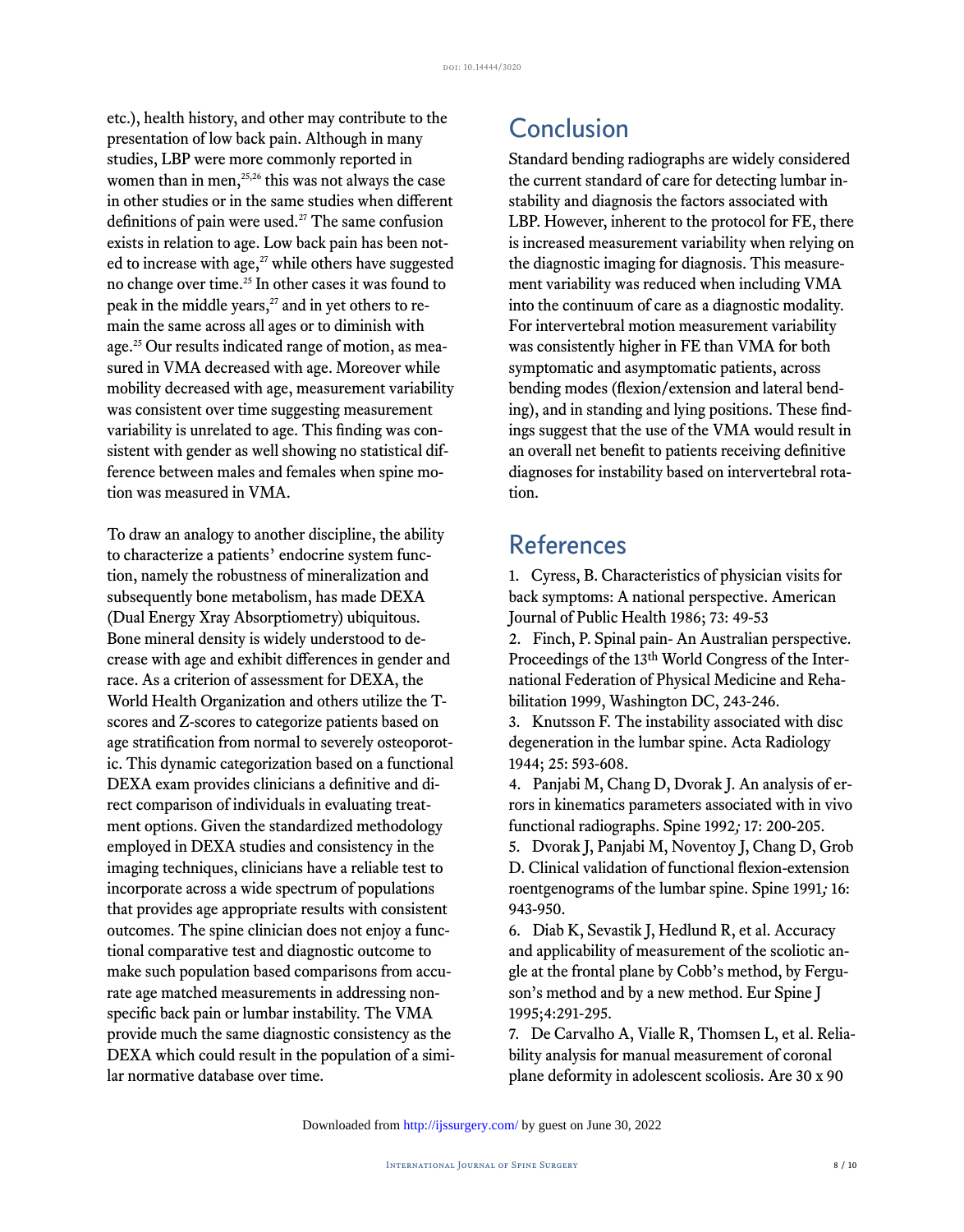etc.), health history, and other may contribute to the presentation of low back pain. Although in many studies, LBP were more commonly reported in women than in men,[25,26] this was not always the case in other studies or in the same studies when different definitions of pain were used.[27] The same confusion exists in relation to age. Low back pain has been noted to increase with age,[27] while others have suggested no change over time.[25] In other cases it was found to peak in the middle years,[27] and in yet others to remain the same across all ages or to diminish with age.[25] Our results indicated range of motion, as measured in VMA decreased with age. Moreover while mobility decreased with age, measurement variability was consistent over time suggesting measurement variability is unrelated to age. This finding was consistent with gender as well showing no statistical difference between males and females when spine motion was measured in VMA.

To draw an analogy to another discipline, the ability to characterize a patients' endocrine system function, namely the robustness of mineralization and subsequently bone metabolism, has made DEXA (Dual Energy Xray Absorptiometry) ubiquitous. Bone mineral density is widely understood to decrease with age and exhibit differences in gender and race. As a criterion of assessment for DEXA, the World Health Organization and others utilize the T-scores and Z-scores to categorize patients based on age stratification from normal to severely osteoporotic. This dynamic categorization based on a functional DEXA exam provides clinicians a definitive and direct comparison of individuals in evaluating treatment options. Given the standardized methodology employed in DEXA studies and consistency in the imaging techniques, clinicians have a reliable test to incorporate across a wide spectrum of populations that provides age appropriate results with consistent outcomes. The spine clinician does not enjoy a functional comparative test and diagnostic outcome to make such population based comparisons from accurate age matched measurements in addressing non-specific back pain or lumbar instability. The VMA provide much the same diagnostic consistency as the DEXA which could result in the population of a similar normative database over time.

## Conclusion

Standard bending radiographs are widely considered the current standard of care for detecting lumbar instability and diagnosis the factors associated with LBP. However, inherent to the protocol for FE, there is increased measurement variability when relying on the diagnostic imaging for diagnosis. This measurement variability was reduced when including VMA into the continuum of care as a diagnostic modality. For intervertebral motion measurement variability was consistently higher in FE than VMA for both symptomatic and asymptomatic patients, across bending modes (flexion/extension and lateral bending), and in standing and lying positions. These findings suggest that the use of the VMA would result in an overall net benefit to patients receiving definitive diagnoses for instability based on intervertebral rotation.

## References

1. Cyress, B. Characteristics of physician visits for back symptoms: A national perspective. American Journal of Public Health 1986; 73: 49-53
2. Finch, P. Spinal pain- An Australian perspective. Proceedings of the 13th World Congress of the International Federation of Physical Medicine and Rehabilitation 1999, Washington DC, 243-246.
3. Knutsson F. The instability associated with disc degeneration in the lumbar spine. Acta Radiology 1944; 25: 593-608.
4. Panjabi M, Chang D, Dvorak J. An analysis of errors in kinematics parameters associated with in vivo functional radiographs. Spine 1992; 17: 200-205.
5. Dvorak J, Panjabi M, Noventoy J, Chang D, Grob D. Clinical validation of functional flexion-extension roentgenograms of the lumbar spine. Spine 1991; 16: 943-950.
6. Diab K, Sevastik J, Hedlund R, et al. Accuracy and applicability of measurement of the scoliotic angle at the frontal plane by Cobb's method, by Ferguson's method and by a new method. Eur Spine J 1995;4:291-295.
7. De Carvalho A, Vialle R, Thomsen L, et al. Reliability analysis for manual measurement of coronal plane deformity in adolescent scoliosis. Are 30 x 90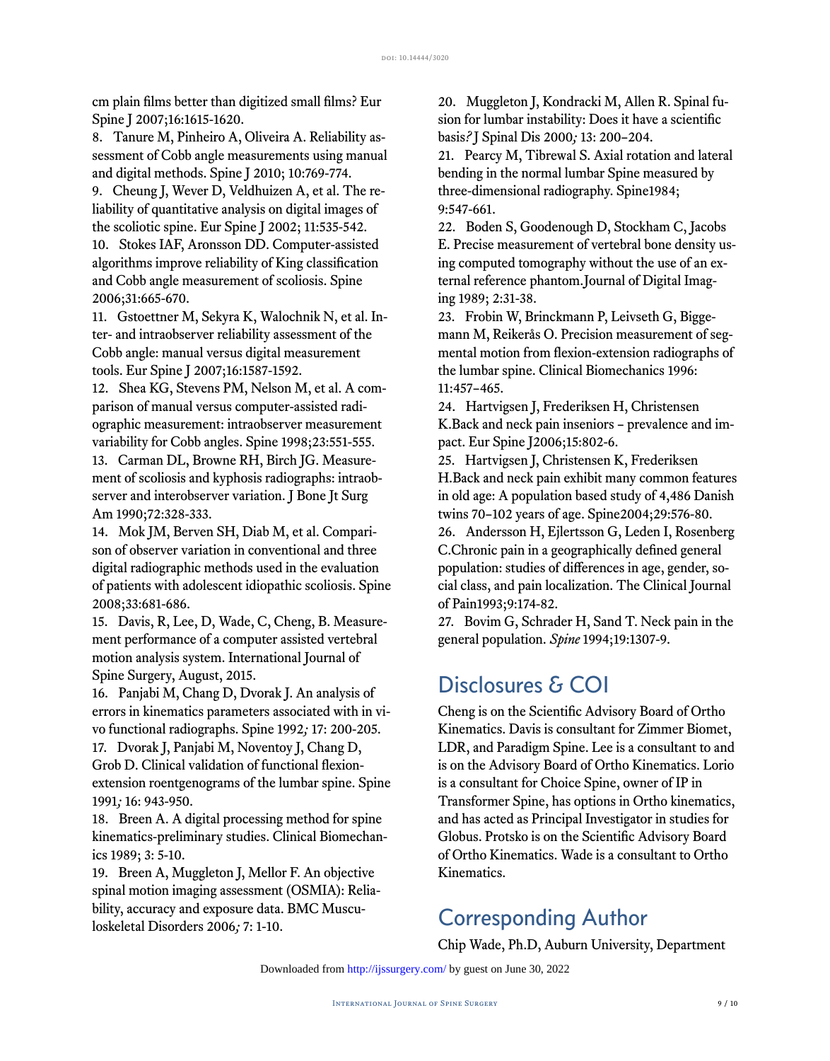cm plain films better than digitized small films? Eur Spine J 2007;16:1615-1620.

8. Tanure M, Pinheiro A, Oliveira A. Reliability assessment of Cobb angle measurements using manual and digital methods. Spine J 2010; 10:769-774.

9. Cheung J, Wever D, Veldhuizen A, et al. The reliability of quantitative analysis on digital images of the scoliotic spine. Eur Spine J 2002; 11:535-542.

10. Stokes IAF, Aronsson DD. Computer-assisted algorithms improve reliability of King classification and Cobb angle measurement of scoliosis. Spine 2006;31:665-670.

11. Gstoettner M, Sekyra K, Walochnik N, et al. Inter- and intraobserver reliability assessment of the Cobb angle: manual versus digital measurement tools. Eur Spine J 2007;16:1587-1592.

12. Shea KG, Stevens PM, Nelson M, et al. A comparison of manual versus computer-assisted radiographic measurement: intraobserver measurement variability for Cobb angles. Spine 1998;23:551-555.

13. Carman DL, Browne RH, Birch JG. Measurement of scoliosis and kyphosis radiographs: intraobserver and interobserver variation. J Bone Jt Surg Am 1990;72:328-333.

14. Mok JM, Berven SH, Diab M, et al. Comparison of observer variation in conventional and three digital radiographic methods used in the evaluation of patients with adolescent idiopathic scoliosis. Spine 2008;33:681-686.

15. Davis, R, Lee, D, Wade, C, Cheng, B. Measurement performance of a computer assisted vertebral motion analysis system. International Journal of Spine Surgery, August, 2015.

16. Panjabi M, Chang D, Dvorak J. An analysis of errors in kinematics parameters associated with in vivo functional radiographs. Spine 1992; 17: 200-205.

17. Dvorak J, Panjabi M, Noventoy J, Chang D, Grob D. Clinical validation of functional flexion-extension roentgenograms of the lumbar spine. Spine 1991; 16: 943-950.

18. Breen A. A digital processing method for spine kinematics-preliminary studies. Clinical Biomechanics 1989; 3: 5-10.

19. Breen A, Muggleton J, Mellor F. An objective spinal motion imaging assessment (OSMIA): Reliability, accuracy and exposure data. BMC Musculoskeletal Disorders 2006; 7: 1-10.

20. Muggleton J, Kondracki M, Allen R. Spinal fusion for lumbar instability: Does it have a scientific basis? J Spinal Dis 2000; 13: 200–204.

21. Pearcy M, Tibrewal S. Axial rotation and lateral bending in the normal lumbar Spine measured by three-dimensional radiography. Spine1984; 9:547-661.

22. Boden S, Goodenough D, Stockham C, Jacobs E. Precise measurement of vertebral bone density using computed tomography without the use of an external reference phantom.Journal of Digital Imaging 1989; 2:31-38.

23. Frobin W, Brinckmann P, Leivseth G, Biggemann M, Reikerås O. Precision measurement of segmental motion from flexion-extension radiographs of the lumbar spine. Clinical Biomechanics 1996: 11:457–465.

24. Hartvigsen J, Frederiksen H, Christensen K.Back and neck pain inseniors – prevalence and impact. Eur Spine J2006;15:802-6.

25. Hartvigsen J, Christensen K, Frederiksen H.Back and neck pain exhibit many common features in old age: A population based study of 4,486 Danish twins 70–102 years of age. Spine2004;29:576-80.

26. Andersson H, Ejlertsson G, Leden I, Rosenberg C.Chronic pain in a geographically defined general population: studies of differences in age, gender, social class, and pain localization. The Clinical Journal of Pain1993;9:174-82.

27. Bovim G, Schrader H, Sand T. Neck pain in the general population. *Spine* 1994;19:1307-9.

## Disclosures & COI

Cheng is on the Scientific Advisory Board of Ortho Kinematics. Davis is consultant for Zimmer Biomet, LDR, and Paradigm Spine. Lee is a consultant to and is on the Advisory Board of Ortho Kinematics. Lorio is a consultant for Choice Spine, owner of IP in Transformer Spine, has options in Ortho kinematics, and has acted as Principal Investigator in studies for Globus. Protsko is on the Scientific Advisory Board of Ortho Kinematics. Wade is a consultant to Ortho Kinematics.

## Corresponding Author

Chip Wade, Ph.D, Auburn University, Department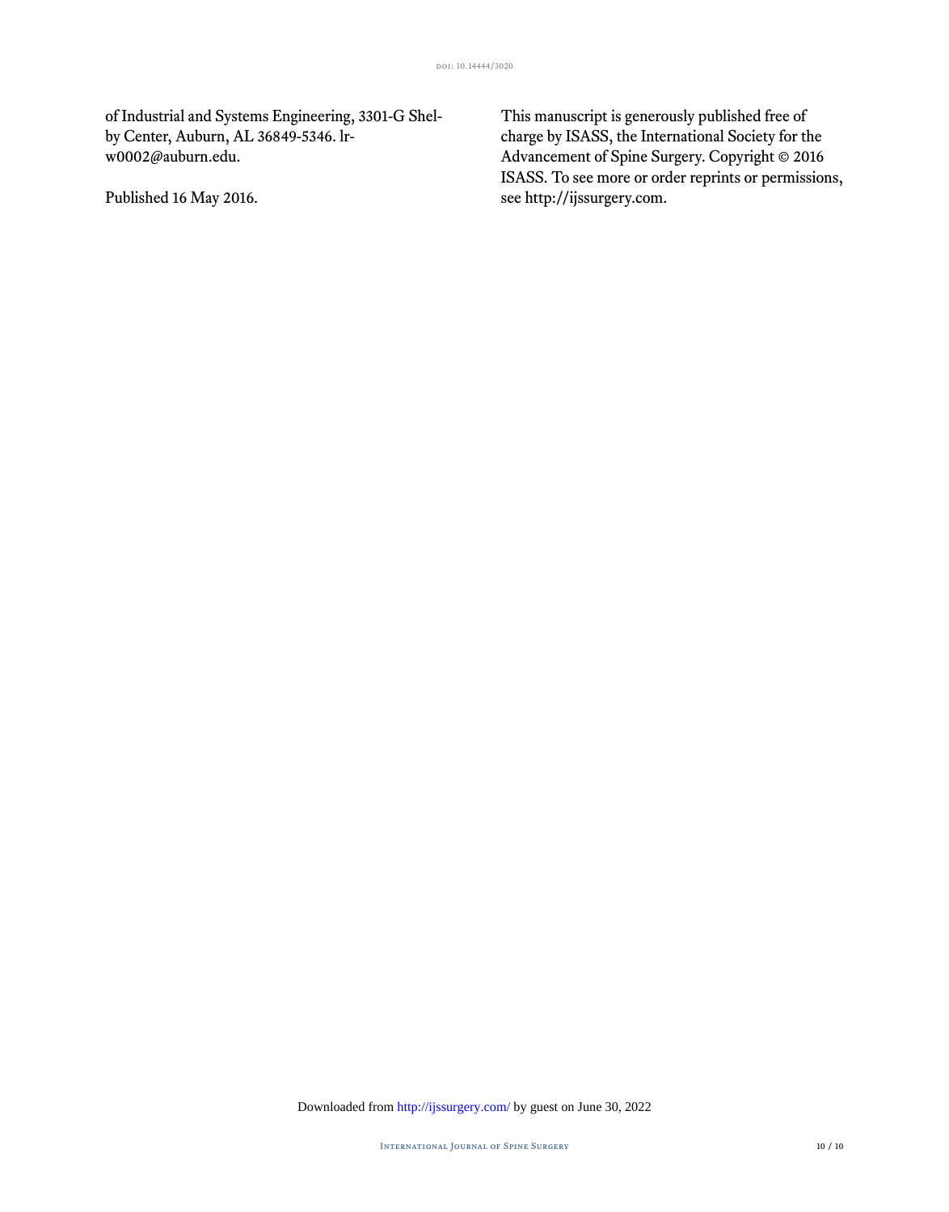of Industrial and Systems Engineering, 3301-G Shelby Center, Auburn, AL 36849-5346. lrw0002@auburn.edu.

Published 16 May 2016.

This manuscript is generously published free of charge by ISASS, the International Society for the Advancement of Spine Surgery. Copyright © 2016 ISASS. To see more or order reprints or permissions, see http://ijssurgery.com.